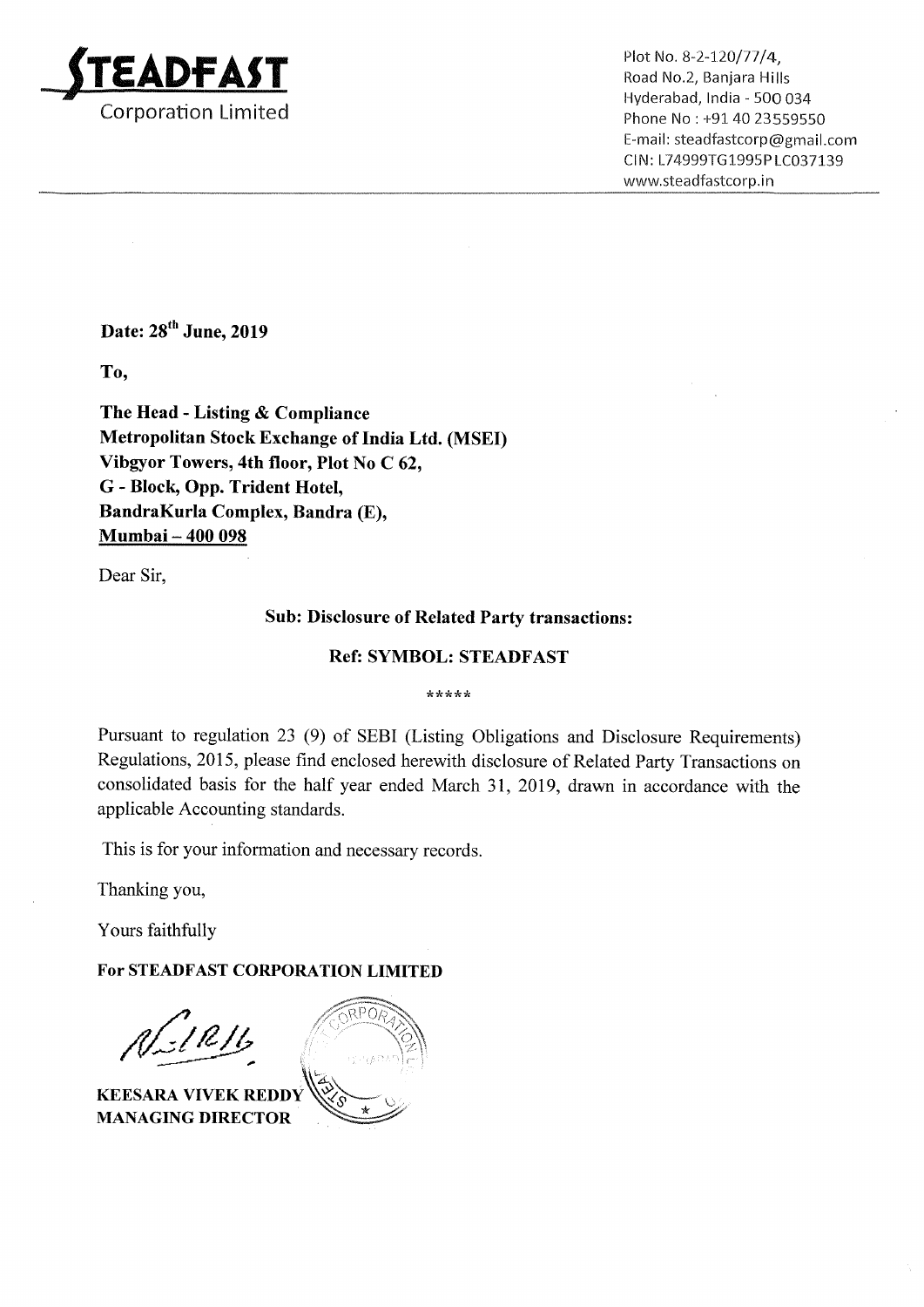**STEADFAST**
Corporation Limited

Plot No. 8-2-120/77/4,
Road No.2, Banjara Hills
Hyderabad, India - 500 034
Phone No : +91 40 23559550
E-mail: steadfastcorp@gmail.com
CIN: L74999TG1995PLC037139
www.steadfastcorp.in

**Date: 28th June, 2019**

**To,**

**The Head - Listing & Compliance**
**Metropolitan Stock Exchange of India Ltd. (MSEI)**
**Vibgyor Towers, 4th floor, Plot No C 62,**
**G - Block, Opp. Trident Hotel,**
**BandraKurla Complex, Bandra (E),**
**Mumbai – 400 098**

Dear Sir,

**Sub: Disclosure of Related Party transactions:**

**Ref: SYMBOL: STEADFAST**

*****

Pursuant to regulation 23 (9) of SEBI (Listing Obligations and Disclosure Requirements) Regulations, 2015, please find enclosed herewith disclosure of Related Party Transactions on consolidated basis for the half year ended March 31, 2019, drawn in accordance with the applicable Accounting standards.

This is for your information and necessary records.

Thanking you,

Yours faithfully

**For STEADFAST CORPORATION LIMITED**

**KEESARA VIVEK REDDY**
**MANAGING DIRECTOR**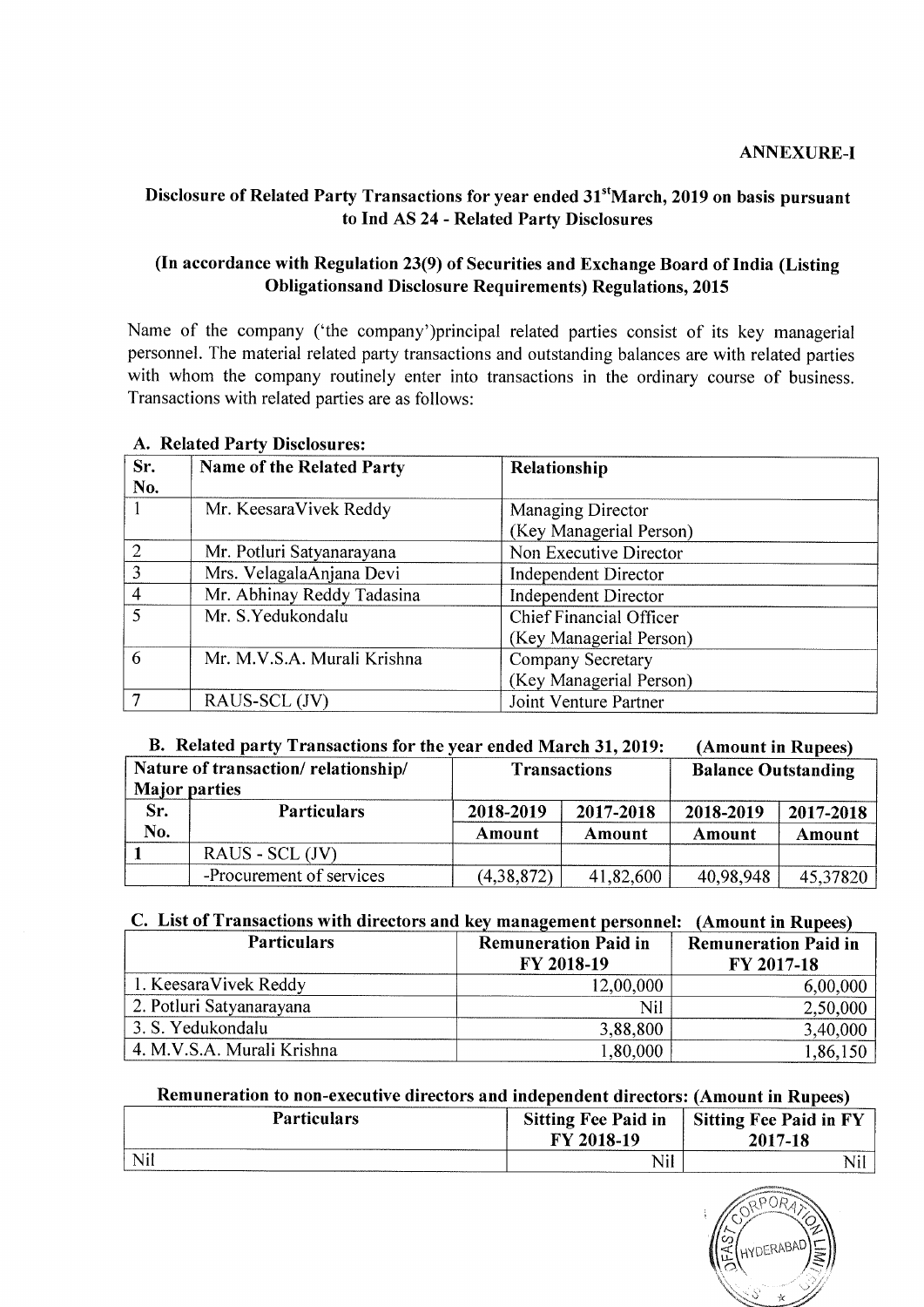**ANNEXURE-I**

## Disclosure of Related Party Transactions for year ended 31st March, 2019 on basis pursuant to Ind AS 24 - Related Party Disclosures

### (In accordance with Regulation 23(9) of Securities and Exchange Board of India (Listing Obligationsand Disclosure Requirements) Regulations, 2015

Name of the company ('the company')principal related parties consist of its key managerial personnel. The material related party transactions and outstanding balances are with related parties with whom the company routinely enter into transactions in the ordinary course of business. Transactions with related parties are as follows:

**A. Related Party Disclosures:**

| Sr. No. | Name of the Related Party | Relationship |
|---|---|---|
| 1 | Mr. KeesaraVivek Reddy | Managing Director (Key Managerial Person) |
| 2 | Mr. Potluri Satyanarayana | Non Executive Director |
| 3 | Mrs. VelagalaAnjana Devi | Independent Director |
| 4 | Mr. Abhinay Reddy Tadasina | Independent Director |
| 5 | Mr. S.Yedukondalu | Chief Financial Officer (Key Managerial Person) |
| 6 | Mr. M.V.S.A. Murali Krishna | Company Secretary (Key Managerial Person) |
| 7 | RAUS-SCL (JV) | Joint Venture Partner |

**B. Related party Transactions for the year ended March 31, 2019: (Amount in Rupees)**

| Nature of transaction/ relationship/ Major parties | | Transactions | | Balance Outstanding | |
|---|---|---|---|---|---|
| Sr. No. | Particulars | 2018-2019 Amount | 2017-2018 Amount | 2018-2019 Amount | 2017-2018 Amount |
| 1 | RAUS - SCL (JV) | | | | |
| | -Procurement of services | (4,38,872) | 41,82,600 | 40,98,948 | 45,37820 |

**C. List of Transactions with directors and key management personnel: (Amount in Rupees)**

| Particulars | Remuneration Paid in FY 2018-19 | Remuneration Paid in FY 2017-18 |
|---|---|---|
| 1. KeesaraVivek Reddy | 12,00,000 | 6,00,000 |
| 2. Potluri Satyanarayana | Nil | 2,50,000 |
| 3. S. Yedukondalu | 3,88,800 | 3,40,000 |
| 4. M.V.S.A. Murali Krishna | 1,80,000 | 1,86,150 |

**Remuneration to non-executive directors and independent directors: (Amount in Rupees)**

| Particulars | Sitting Fee Paid in FY 2018-19 | Sitting Fee Paid in FY 2017-18 |
|---|---|---|
| Nil | Nil | Nil |